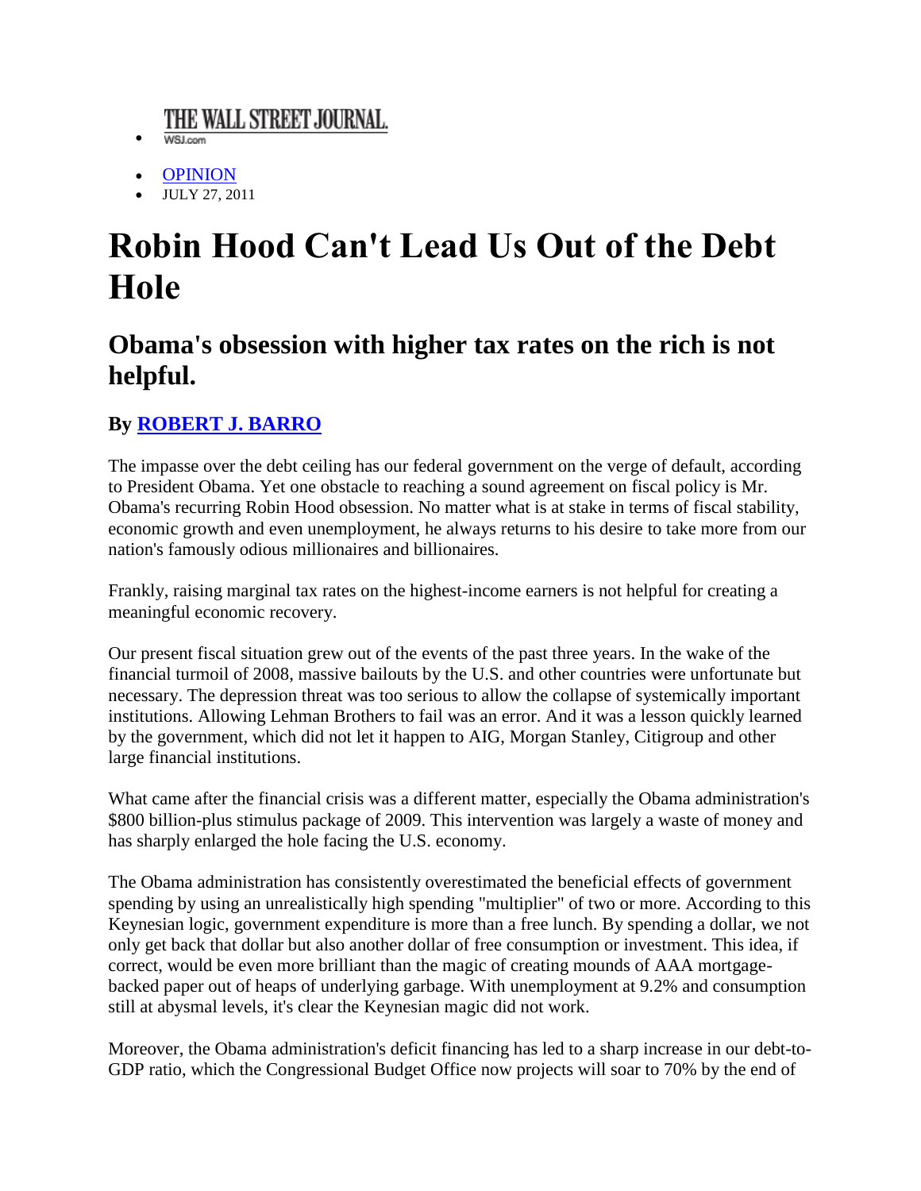- THE WALL STREET JOURNAL.
  WSJ.com

- OPINION
- JULY 27, 2011

# Robin Hood Can't Lead Us Out of the Debt Hole

## Obama's obsession with higher tax rates on the rich is not helpful.

### By ROBERT J. BARRO

The impasse over the debt ceiling has our federal government on the verge of default, according to President Obama. Yet one obstacle to reaching a sound agreement on fiscal policy is Mr. Obama's recurring Robin Hood obsession. No matter what is at stake in terms of fiscal stability, economic growth and even unemployment, he always returns to his desire to take more from our nation's famously odious millionaires and billionaires.

Frankly, raising marginal tax rates on the highest-income earners is not helpful for creating a meaningful economic recovery.

Our present fiscal situation grew out of the events of the past three years. In the wake of the financial turmoil of 2008, massive bailouts by the U.S. and other countries were unfortunate but necessary. The depression threat was too serious to allow the collapse of systemically important institutions. Allowing Lehman Brothers to fail was an error. And it was a lesson quickly learned by the government, which did not let it happen to AIG, Morgan Stanley, Citigroup and other large financial institutions.

What came after the financial crisis was a different matter, especially the Obama administration's $800 billion-plus stimulus package of 2009. This intervention was largely a waste of money and has sharply enlarged the hole facing the U.S. economy.

The Obama administration has consistently overestimated the beneficial effects of government spending by using an unrealistically high spending "multiplier" of two or more. According to this Keynesian logic, government expenditure is more than a free lunch. By spending a dollar, we not only get back that dollar but also another dollar of free consumption or investment. This idea, if correct, would be even more brilliant than the magic of creating mounds of AAA mortgage-backed paper out of heaps of underlying garbage. With unemployment at 9.2% and consumption still at abysmal levels, it's clear the Keynesian magic did not work.

Moreover, the Obama administration's deficit financing has led to a sharp increase in our debt-to-GDP ratio, which the Congressional Budget Office now projects will soar to 70% by the end of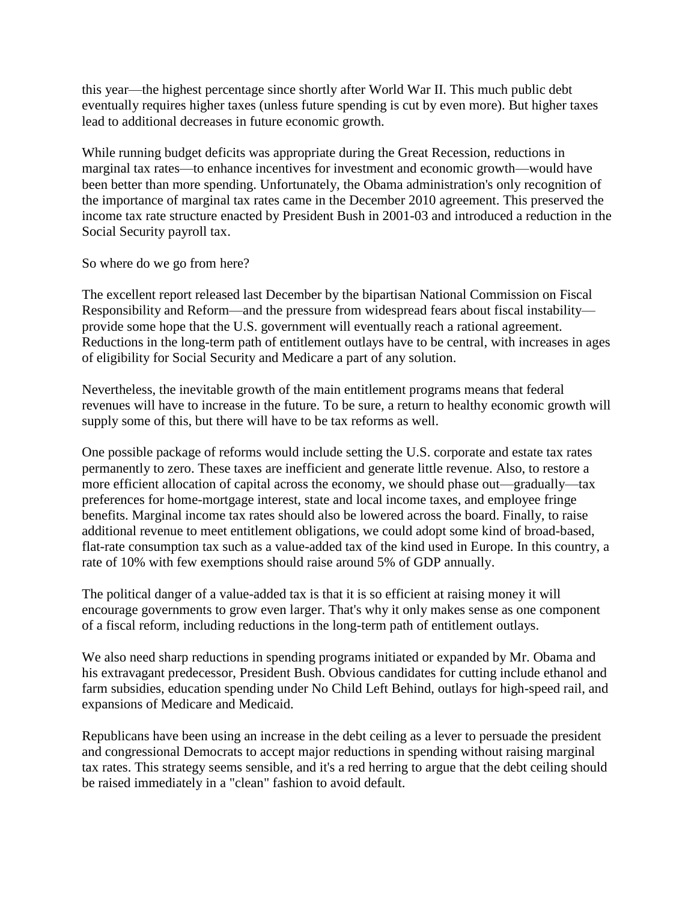this year—the highest percentage since shortly after World War II. This much public debt eventually requires higher taxes (unless future spending is cut by even more). But higher taxes lead to additional decreases in future economic growth.

While running budget deficits was appropriate during the Great Recession, reductions in marginal tax rates—to enhance incentives for investment and economic growth—would have been better than more spending. Unfortunately, the Obama administration's only recognition of the importance of marginal tax rates came in the December 2010 agreement. This preserved the income tax rate structure enacted by President Bush in 2001-03 and introduced a reduction in the Social Security payroll tax.

So where do we go from here?

The excellent report released last December by the bipartisan National Commission on Fiscal Responsibility and Reform—and the pressure from widespread fears about fiscal instability—provide some hope that the U.S. government will eventually reach a rational agreement. Reductions in the long-term path of entitlement outlays have to be central, with increases in ages of eligibility for Social Security and Medicare a part of any solution.

Nevertheless, the inevitable growth of the main entitlement programs means that federal revenues will have to increase in the future. To be sure, a return to healthy economic growth will supply some of this, but there will have to be tax reforms as well.

One possible package of reforms would include setting the U.S. corporate and estate tax rates permanently to zero. These taxes are inefficient and generate little revenue. Also, to restore a more efficient allocation of capital across the economy, we should phase out—gradually—tax preferences for home-mortgage interest, state and local income taxes, and employee fringe benefits. Marginal income tax rates should also be lowered across the board. Finally, to raise additional revenue to meet entitlement obligations, we could adopt some kind of broad-based, flat-rate consumption tax such as a value-added tax of the kind used in Europe. In this country, a rate of 10% with few exemptions should raise around 5% of GDP annually.

The political danger of a value-added tax is that it is so efficient at raising money it will encourage governments to grow even larger. That's why it only makes sense as one component of a fiscal reform, including reductions in the long-term path of entitlement outlays.

We also need sharp reductions in spending programs initiated or expanded by Mr. Obama and his extravagant predecessor, President Bush. Obvious candidates for cutting include ethanol and farm subsidies, education spending under No Child Left Behind, outlays for high-speed rail, and expansions of Medicare and Medicaid.

Republicans have been using an increase in the debt ceiling as a lever to persuade the president and congressional Democrats to accept major reductions in spending without raising marginal tax rates. This strategy seems sensible, and it's a red herring to argue that the debt ceiling should be raised immediately in a "clean" fashion to avoid default.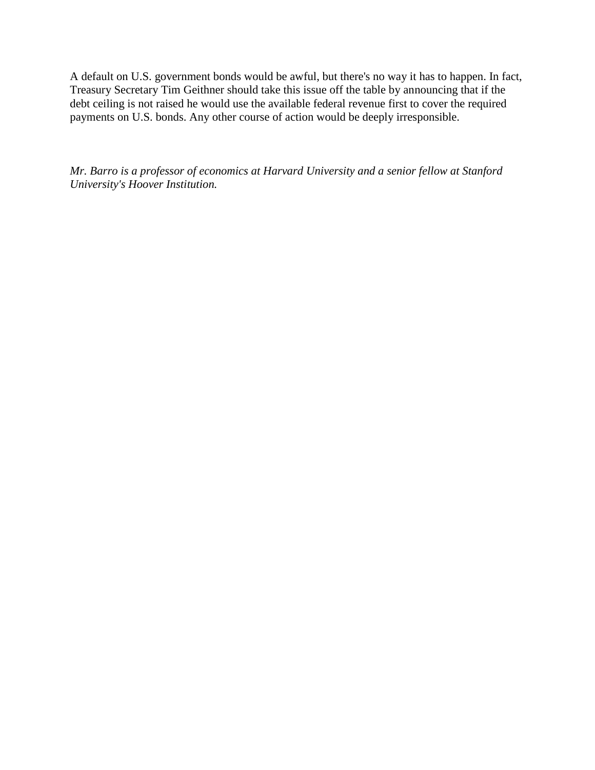A default on U.S. government bonds would be awful, but there's no way it has to happen. In fact, Treasury Secretary Tim Geithner should take this issue off the table by announcing that if the debt ceiling is not raised he would use the available federal revenue first to cover the required payments on U.S. bonds. Any other course of action would be deeply irresponsible.

*Mr. Barro is a professor of economics at Harvard University and a senior fellow at Stanford University's Hoover Institution.*